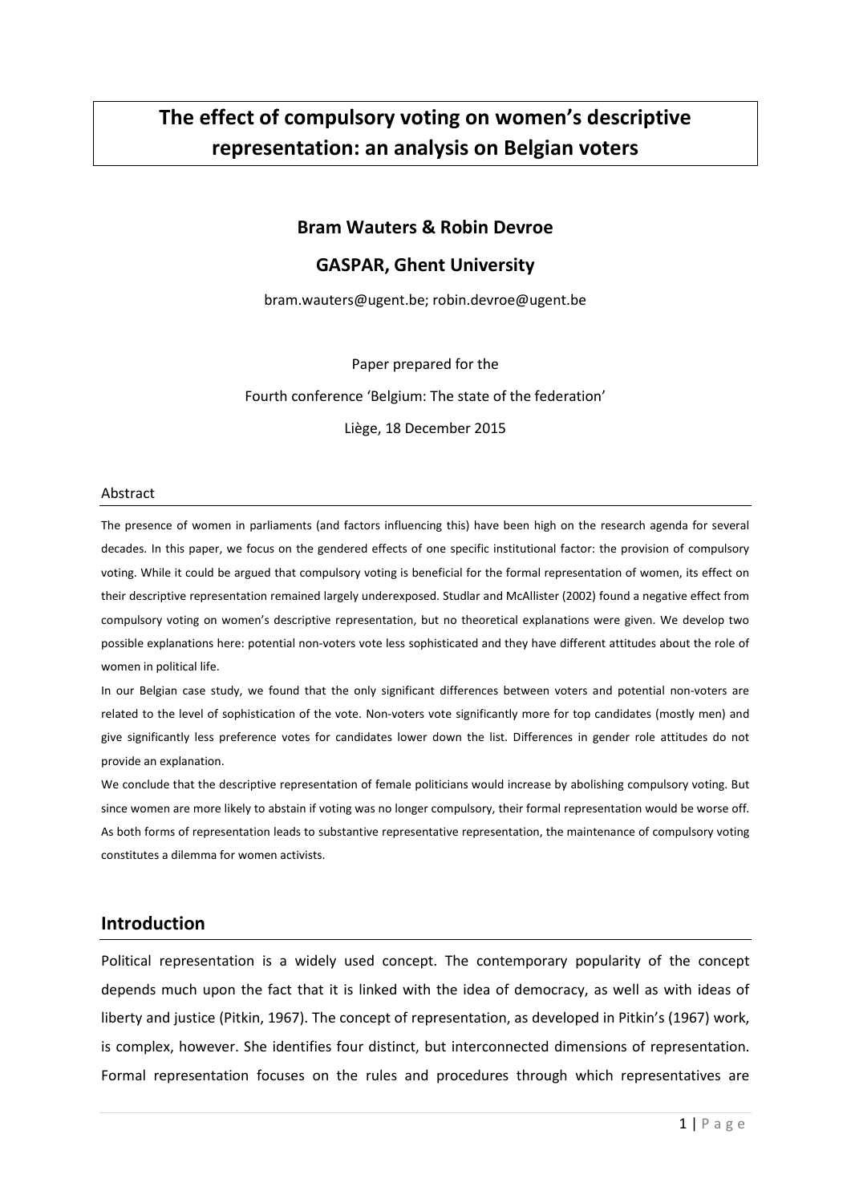# The effect of compulsory voting on women's descriptive representation: an analysis on Belgian voters

**Bram Wauters & Robin Devroe**

**GASPAR, Ghent University**

bram.wauters@ugent.be; robin.devroe@ugent.be

Paper prepared for the

Fourth conference 'Belgium: The state of the federation'

Liège, 18 December 2015

## Abstract

The presence of women in parliaments (and factors influencing this) have been high on the research agenda for several decades. In this paper, we focus on the gendered effects of one specific institutional factor: the provision of compulsory voting. While it could be argued that compulsory voting is beneficial for the formal representation of women, its effect on their descriptive representation remained largely underexposed. Studlar and McAllister (2002) found a negative effect from compulsory voting on women's descriptive representation, but no theoretical explanations were given. We develop two possible explanations here: potential non-voters vote less sophisticated and they have different attitudes about the role of women in political life.

In our Belgian case study, we found that the only significant differences between voters and potential non-voters are related to the level of sophistication of the vote. Non-voters vote significantly more for top candidates (mostly men) and give significantly less preference votes for candidates lower down the list. Differences in gender role attitudes do not provide an explanation.

We conclude that the descriptive representation of female politicians would increase by abolishing compulsory voting. But since women are more likely to abstain if voting was no longer compulsory, their formal representation would be worse off. As both forms of representation leads to substantive representative representation, the maintenance of compulsory voting constitutes a dilemma for women activists.

## Introduction

Political representation is a widely used concept. The contemporary popularity of the concept depends much upon the fact that it is linked with the idea of democracy, as well as with ideas of liberty and justice (Pitkin, 1967). The concept of representation, as developed in Pitkin's (1967) work, is complex, however. She identifies four distinct, but interconnected dimensions of representation. Formal representation focuses on the rules and procedures through which representatives are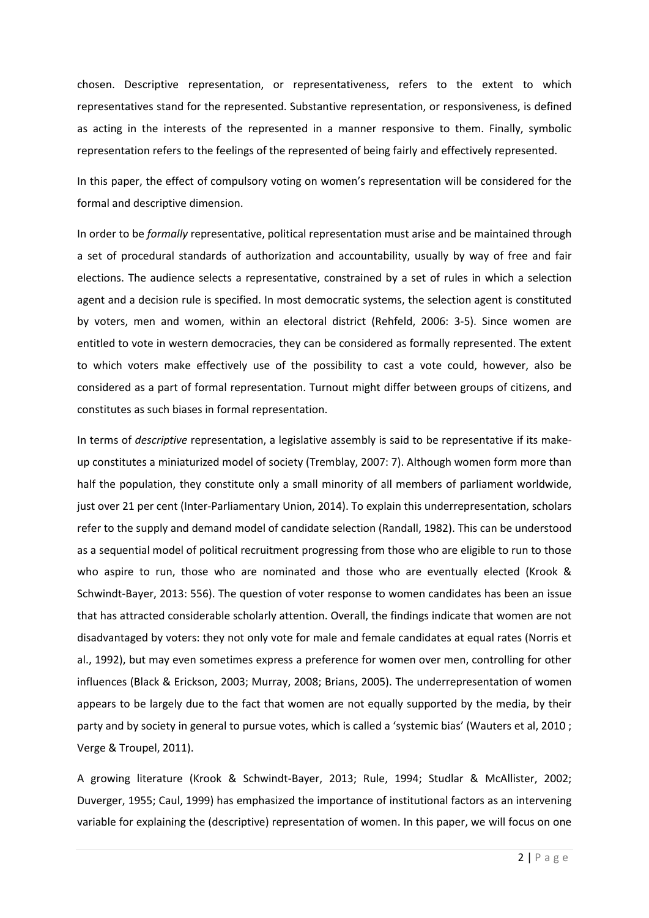chosen. Descriptive representation, or representativeness, refers to the extent to which representatives stand for the represented. Substantive representation, or responsiveness, is defined as acting in the interests of the represented in a manner responsive to them. Finally, symbolic representation refers to the feelings of the represented of being fairly and effectively represented.

In this paper, the effect of compulsory voting on women's representation will be considered for the formal and descriptive dimension.

In order to be *formally* representative, political representation must arise and be maintained through a set of procedural standards of authorization and accountability, usually by way of free and fair elections. The audience selects a representative, constrained by a set of rules in which a selection agent and a decision rule is specified. In most democratic systems, the selection agent is constituted by voters, men and women, within an electoral district (Rehfeld, 2006: 3-5). Since women are entitled to vote in western democracies, they can be considered as formally represented. The extent to which voters make effectively use of the possibility to cast a vote could, however, also be considered as a part of formal representation. Turnout might differ between groups of citizens, and constitutes as such biases in formal representation.

In terms of *descriptive* representation, a legislative assembly is said to be representative if its make-up constitutes a miniaturized model of society (Tremblay, 2007: 7). Although women form more than half the population, they constitute only a small minority of all members of parliament worldwide, just over 21 per cent (Inter-Parliamentary Union, 2014). To explain this underrepresentation, scholars refer to the supply and demand model of candidate selection (Randall, 1982). This can be understood as a sequential model of political recruitment progressing from those who are eligible to run to those who aspire to run, those who are nominated and those who are eventually elected (Krook & Schwindt-Bayer, 2013: 556). The question of voter response to women candidates has been an issue that has attracted considerable scholarly attention. Overall, the findings indicate that women are not disadvantaged by voters: they not only vote for male and female candidates at equal rates (Norris et al., 1992), but may even sometimes express a preference for women over men, controlling for other influences (Black & Erickson, 2003; Murray, 2008; Brians, 2005). The underrepresentation of women appears to be largely due to the fact that women are not equally supported by the media, by their party and by society in general to pursue votes, which is called a 'systemic bias' (Wauters et al, 2010 ; Verge & Troupel, 2011).

A growing literature (Krook & Schwindt-Bayer, 2013; Rule, 1994; Studlar & McAllister, 2002; Duverger, 1955; Caul, 1999) has emphasized the importance of institutional factors as an intervening variable for explaining the (descriptive) representation of women. In this paper, we will focus on one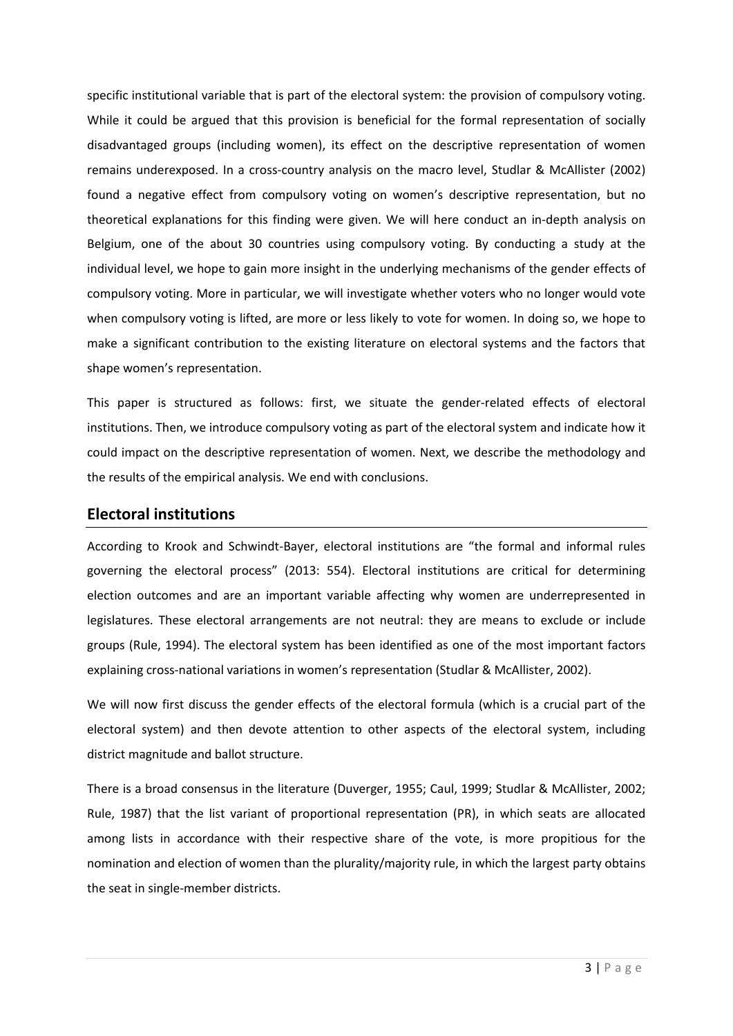specific institutional variable that is part of the electoral system: the provision of compulsory voting. While it could be argued that this provision is beneficial for the formal representation of socially disadvantaged groups (including women), its effect on the descriptive representation of women remains underexposed. In a cross-country analysis on the macro level, Studlar & McAllister (2002) found a negative effect from compulsory voting on women's descriptive representation, but no theoretical explanations for this finding were given. We will here conduct an in-depth analysis on Belgium, one of the about 30 countries using compulsory voting. By conducting a study at the individual level, we hope to gain more insight in the underlying mechanisms of the gender effects of compulsory voting. More in particular, we will investigate whether voters who no longer would vote when compulsory voting is lifted, are more or less likely to vote for women. In doing so, we hope to make a significant contribution to the existing literature on electoral systems and the factors that shape women's representation.

This paper is structured as follows: first, we situate the gender-related effects of electoral institutions. Then, we introduce compulsory voting as part of the electoral system and indicate how it could impact on the descriptive representation of women. Next, we describe the methodology and the results of the empirical analysis. We end with conclusions.

## Electoral institutions

According to Krook and Schwindt-Bayer, electoral institutions are "the formal and informal rules governing the electoral process" (2013: 554). Electoral institutions are critical for determining election outcomes and are an important variable affecting why women are underrepresented in legislatures. These electoral arrangements are not neutral: they are means to exclude or include groups (Rule, 1994). The electoral system has been identified as one of the most important factors explaining cross-national variations in women's representation (Studlar & McAllister, 2002).

We will now first discuss the gender effects of the electoral formula (which is a crucial part of the electoral system) and then devote attention to other aspects of the electoral system, including district magnitude and ballot structure.

There is a broad consensus in the literature (Duverger, 1955; Caul, 1999; Studlar & McAllister, 2002; Rule, 1987) that the list variant of proportional representation (PR), in which seats are allocated among lists in accordance with their respective share of the vote, is more propitious for the nomination and election of women than the plurality/majority rule, in which the largest party obtains the seat in single-member districts.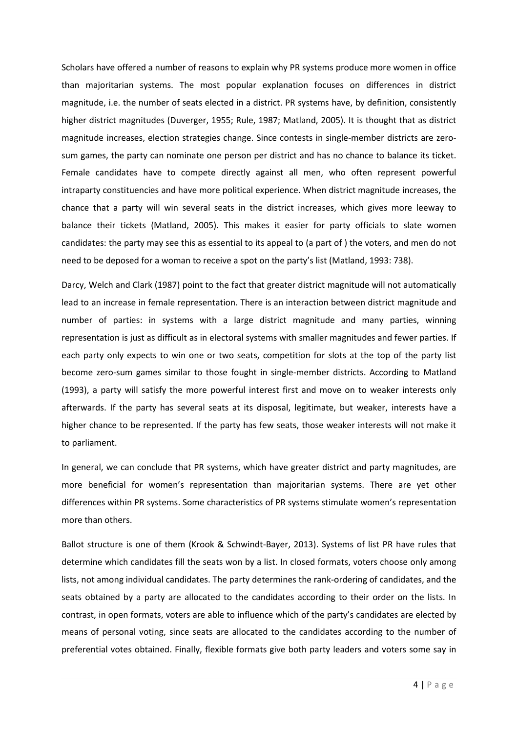Scholars have offered a number of reasons to explain why PR systems produce more women in office than majoritarian systems. The most popular explanation focuses on differences in district magnitude, i.e. the number of seats elected in a district. PR systems have, by definition, consistently higher district magnitudes (Duverger, 1955; Rule, 1987; Matland, 2005). It is thought that as district magnitude increases, election strategies change. Since contests in single-member districts are zero-sum games, the party can nominate one person per district and has no chance to balance its ticket. Female candidates have to compete directly against all men, who often represent powerful intraparty constituencies and have more political experience. When district magnitude increases, the chance that a party will win several seats in the district increases, which gives more leeway to balance their tickets (Matland, 2005). This makes it easier for party officials to slate women candidates: the party may see this as essential to its appeal to (a part of ) the voters, and men do not need to be deposed for a woman to receive a spot on the party's list (Matland, 1993: 738).

Darcy, Welch and Clark (1987) point to the fact that greater district magnitude will not automatically lead to an increase in female representation. There is an interaction between district magnitude and number of parties: in systems with a large district magnitude and many parties, winning representation is just as difficult as in electoral systems with smaller magnitudes and fewer parties. If each party only expects to win one or two seats, competition for slots at the top of the party list become zero-sum games similar to those fought in single-member districts. According to Matland (1993), a party will satisfy the more powerful interest first and move on to weaker interests only afterwards. If the party has several seats at its disposal, legitimate, but weaker, interests have a higher chance to be represented. If the party has few seats, those weaker interests will not make it to parliament.

In general, we can conclude that PR systems, which have greater district and party magnitudes, are more beneficial for women's representation than majoritarian systems. There are yet other differences within PR systems. Some characteristics of PR systems stimulate women's representation more than others.

Ballot structure is one of them (Krook & Schwindt-Bayer, 2013). Systems of list PR have rules that determine which candidates fill the seats won by a list. In closed formats, voters choose only among lists, not among individual candidates. The party determines the rank-ordering of candidates, and the seats obtained by a party are allocated to the candidates according to their order on the lists. In contrast, in open formats, voters are able to influence which of the party's candidates are elected by means of personal voting, since seats are allocated to the candidates according to the number of preferential votes obtained. Finally, flexible formats give both party leaders and voters some say in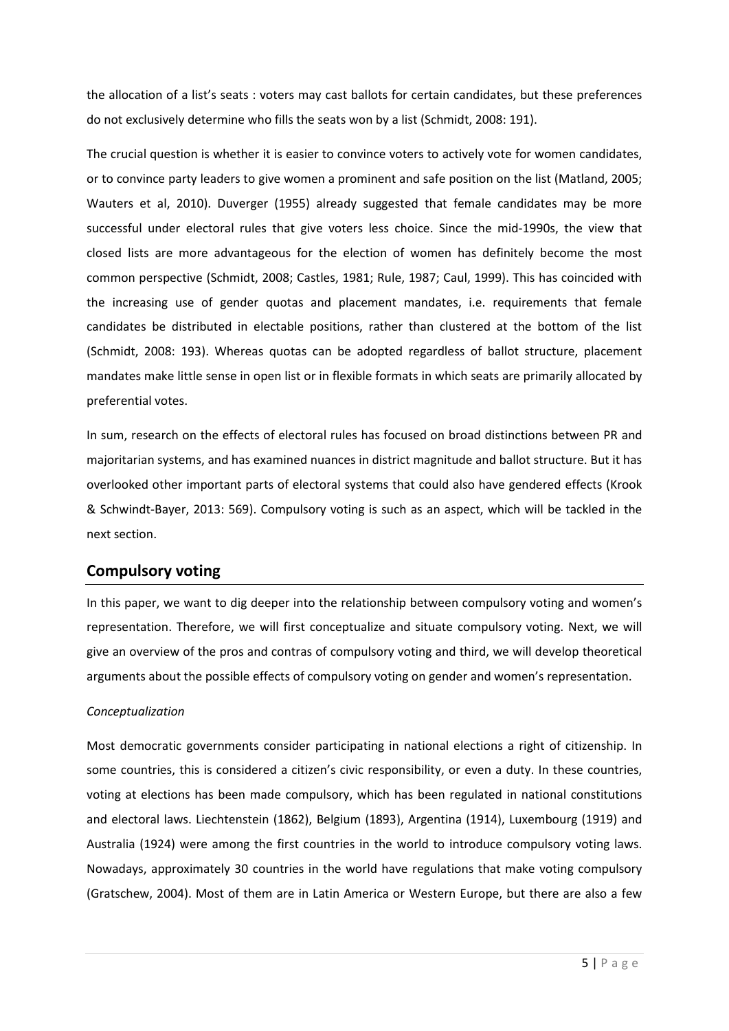the allocation of a list's seats : voters may cast ballots for certain candidates, but these preferences do not exclusively determine who fills the seats won by a list (Schmidt, 2008: 191).

The crucial question is whether it is easier to convince voters to actively vote for women candidates, or to convince party leaders to give women a prominent and safe position on the list (Matland, 2005; Wauters et al, 2010). Duverger (1955) already suggested that female candidates may be more successful under electoral rules that give voters less choice. Since the mid-1990s, the view that closed lists are more advantageous for the election of women has definitely become the most common perspective (Schmidt, 2008; Castles, 1981; Rule, 1987; Caul, 1999). This has coincided with the increasing use of gender quotas and placement mandates, i.e. requirements that female candidates be distributed in electable positions, rather than clustered at the bottom of the list (Schmidt, 2008: 193). Whereas quotas can be adopted regardless of ballot structure, placement mandates make little sense in open list or in flexible formats in which seats are primarily allocated by preferential votes.

In sum, research on the effects of electoral rules has focused on broad distinctions between PR and majoritarian systems, and has examined nuances in district magnitude and ballot structure. But it has overlooked other important parts of electoral systems that could also have gendered effects (Krook & Schwindt-Bayer, 2013: 569). Compulsory voting is such as an aspect, which will be tackled in the next section.

## Compulsory voting

In this paper, we want to dig deeper into the relationship between compulsory voting and women's representation. Therefore, we will first conceptualize and situate compulsory voting. Next, we will give an overview of the pros and contras of compulsory voting and third, we will develop theoretical arguments about the possible effects of compulsory voting on gender and women's representation.

*Conceptualization*

Most democratic governments consider participating in national elections a right of citizenship. In some countries, this is considered a citizen's civic responsibility, or even a duty. In these countries, voting at elections has been made compulsory, which has been regulated in national constitutions and electoral laws. Liechtenstein (1862), Belgium (1893), Argentina (1914), Luxembourg (1919) and Australia (1924) were among the first countries in the world to introduce compulsory voting laws. Nowadays, approximately 30 countries in the world have regulations that make voting compulsory (Gratschew, 2004). Most of them are in Latin America or Western Europe, but there are also a few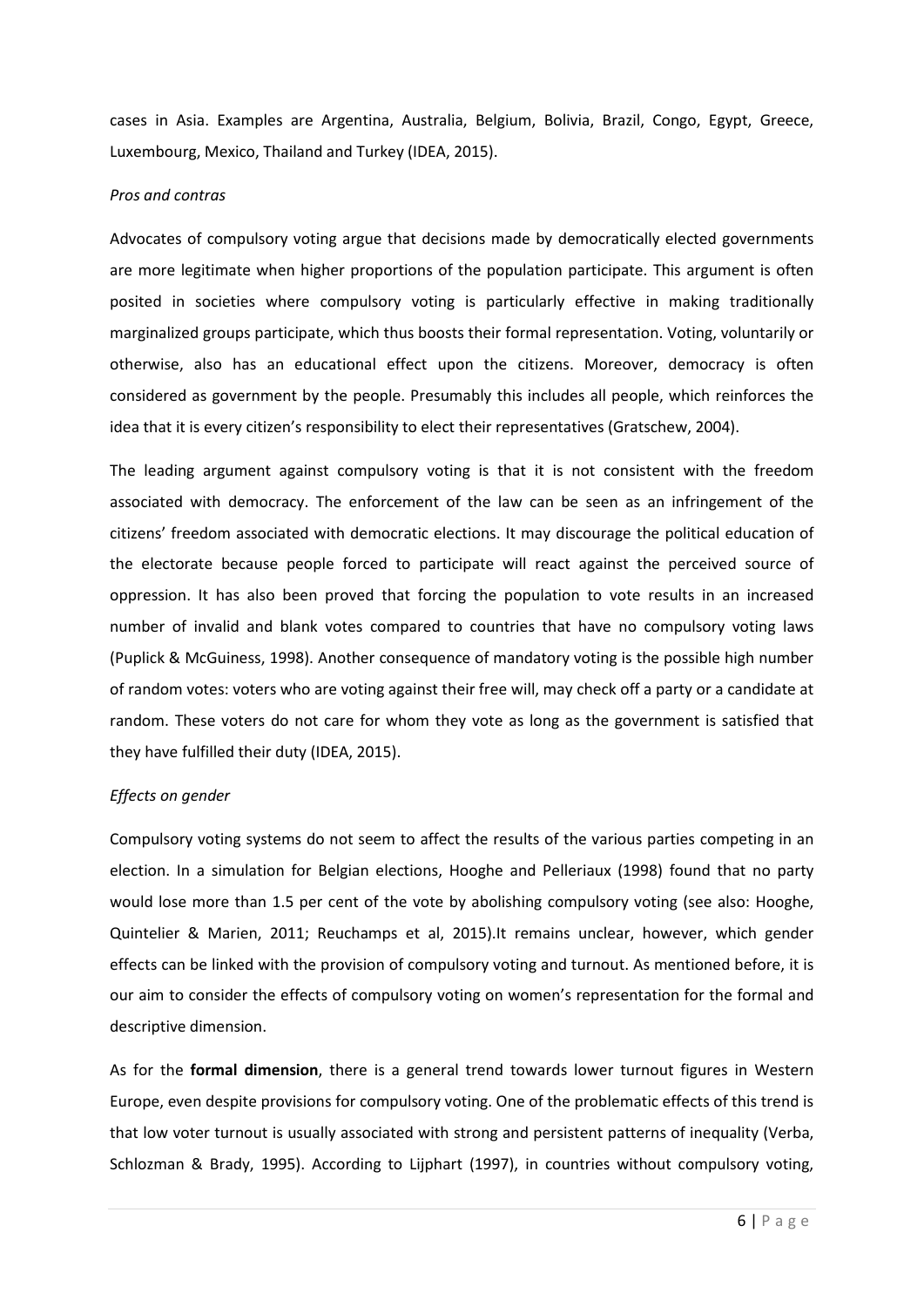cases in Asia. Examples are Argentina, Australia, Belgium, Bolivia, Brazil, Congo, Egypt, Greece, Luxembourg, Mexico, Thailand and Turkey (IDEA, 2015).

*Pros and contras*

Advocates of compulsory voting argue that decisions made by democratically elected governments are more legitimate when higher proportions of the population participate. This argument is often posited in societies where compulsory voting is particularly effective in making traditionally marginalized groups participate, which thus boosts their formal representation. Voting, voluntarily or otherwise, also has an educational effect upon the citizens. Moreover, democracy is often considered as government by the people. Presumably this includes all people, which reinforces the idea that it is every citizen's responsibility to elect their representatives (Gratschew, 2004).

The leading argument against compulsory voting is that it is not consistent with the freedom associated with democracy. The enforcement of the law can be seen as an infringement of the citizens' freedom associated with democratic elections. It may discourage the political education of the electorate because people forced to participate will react against the perceived source of oppression. It has also been proved that forcing the population to vote results in an increased number of invalid and blank votes compared to countries that have no compulsory voting laws (Puplick & McGuiness, 1998). Another consequence of mandatory voting is the possible high number of random votes: voters who are voting against their free will, may check off a party or a candidate at random. These voters do not care for whom they vote as long as the government is satisfied that they have fulfilled their duty (IDEA, 2015).

*Effects on gender*

Compulsory voting systems do not seem to affect the results of the various parties competing in an election. In a simulation for Belgian elections, Hooghe and Pelleriaux (1998) found that no party would lose more than 1.5 per cent of the vote by abolishing compulsory voting (see also: Hooghe, Quintelier & Marien, 2011; Reuchamps et al, 2015).It remains unclear, however, which gender effects can be linked with the provision of compulsory voting and turnout. As mentioned before, it is our aim to consider the effects of compulsory voting on women's representation for the formal and descriptive dimension.

As for the **formal dimension**, there is a general trend towards lower turnout figures in Western Europe, even despite provisions for compulsory voting. One of the problematic effects of this trend is that low voter turnout is usually associated with strong and persistent patterns of inequality (Verba, Schlozman & Brady, 1995). According to Lijphart (1997), in countries without compulsory voting,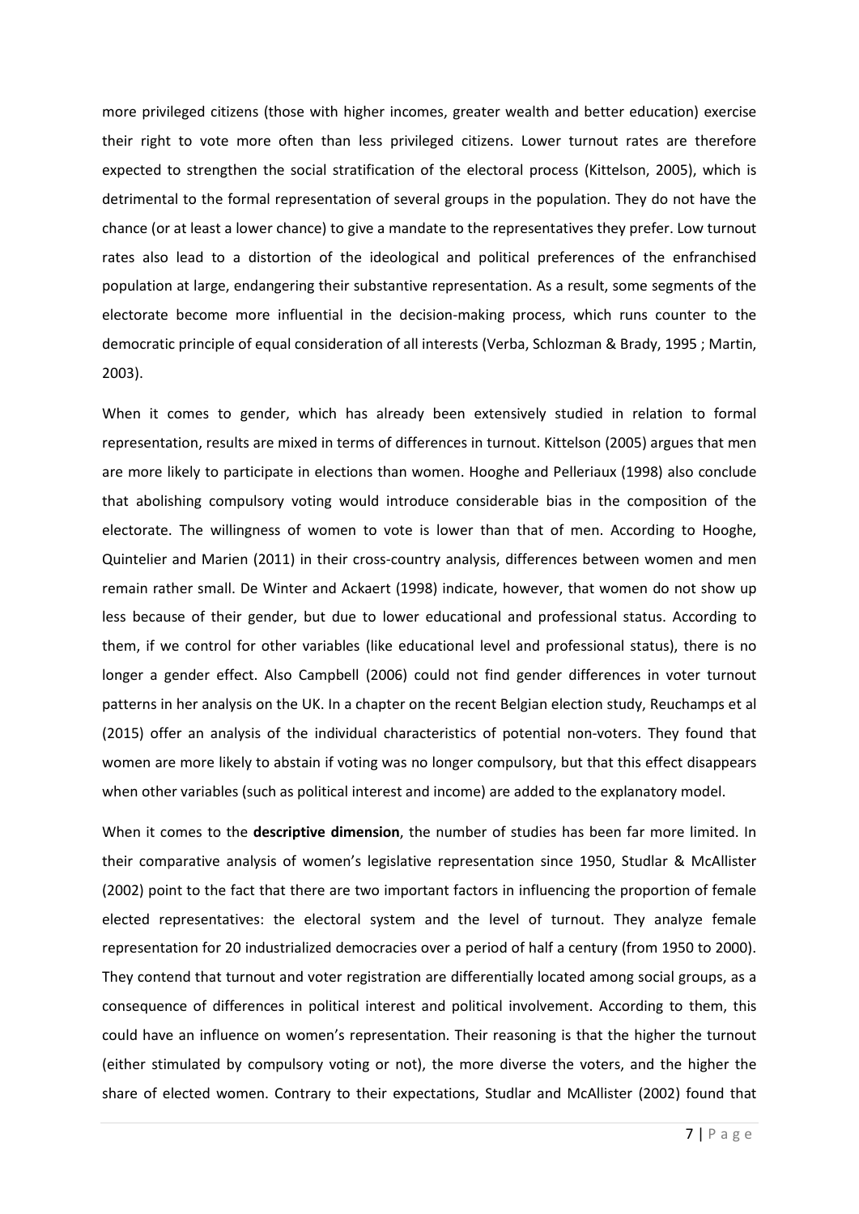more privileged citizens (those with higher incomes, greater wealth and better education) exercise their right to vote more often than less privileged citizens. Lower turnout rates are therefore expected to strengthen the social stratification of the electoral process (Kittelson, 2005), which is detrimental to the formal representation of several groups in the population. They do not have the chance (or at least a lower chance) to give a mandate to the representatives they prefer. Low turnout rates also lead to a distortion of the ideological and political preferences of the enfranchised population at large, endangering their substantive representation. As a result, some segments of the electorate become more influential in the decision-making process, which runs counter to the democratic principle of equal consideration of all interests (Verba, Schlozman & Brady, 1995 ; Martin, 2003).

When it comes to gender, which has already been extensively studied in relation to formal representation, results are mixed in terms of differences in turnout. Kittelson (2005) argues that men are more likely to participate in elections than women. Hooghe and Pelleriaux (1998) also conclude that abolishing compulsory voting would introduce considerable bias in the composition of the electorate. The willingness of women to vote is lower than that of men. According to Hooghe, Quintelier and Marien (2011) in their cross-country analysis, differences between women and men remain rather small. De Winter and Ackaert (1998) indicate, however, that women do not show up less because of their gender, but due to lower educational and professional status. According to them, if we control for other variables (like educational level and professional status), there is no longer a gender effect. Also Campbell (2006) could not find gender differences in voter turnout patterns in her analysis on the UK. In a chapter on the recent Belgian election study, Reuchamps et al (2015) offer an analysis of the individual characteristics of potential non-voters. They found that women are more likely to abstain if voting was no longer compulsory, but that this effect disappears when other variables (such as political interest and income) are added to the explanatory model.

When it comes to the **descriptive dimension**, the number of studies has been far more limited. In their comparative analysis of women's legislative representation since 1950, Studlar & McAllister (2002) point to the fact that there are two important factors in influencing the proportion of female elected representatives: the electoral system and the level of turnout. They analyze female representation for 20 industrialized democracies over a period of half a century (from 1950 to 2000). They contend that turnout and voter registration are differentially located among social groups, as a consequence of differences in political interest and political involvement. According to them, this could have an influence on women's representation. Their reasoning is that the higher the turnout (either stimulated by compulsory voting or not), the more diverse the voters, and the higher the share of elected women. Contrary to their expectations, Studlar and McAllister (2002) found that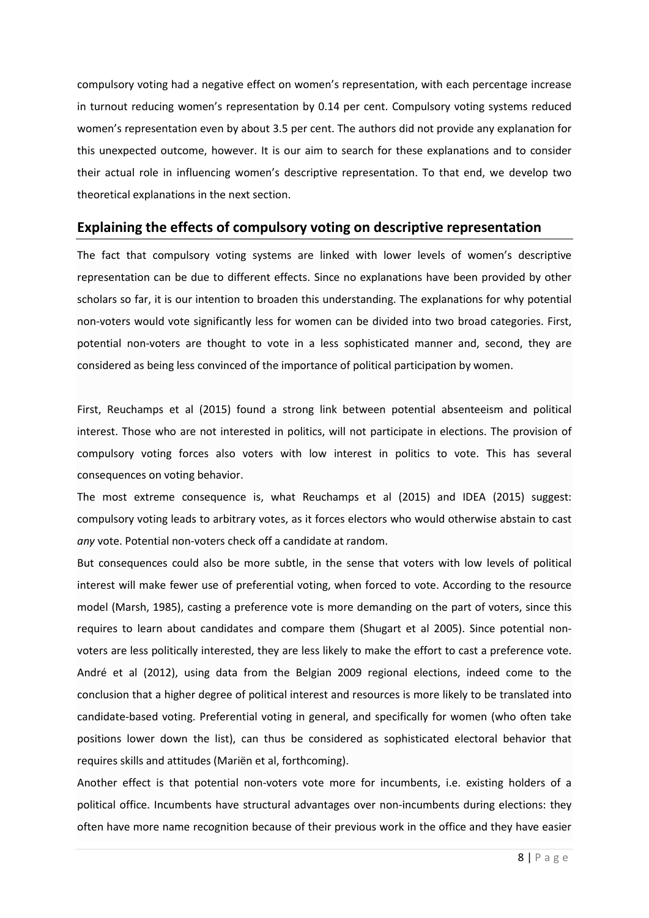compulsory voting had a negative effect on women's representation, with each percentage increase in turnout reducing women's representation by 0.14 per cent. Compulsory voting systems reduced women's representation even by about 3.5 per cent. The authors did not provide any explanation for this unexpected outcome, however. It is our aim to search for these explanations and to consider their actual role in influencing women's descriptive representation. To that end, we develop two theoretical explanations in the next section.

## Explaining the effects of compulsory voting on descriptive representation

The fact that compulsory voting systems are linked with lower levels of women's descriptive representation can be due to different effects. Since no explanations have been provided by other scholars so far, it is our intention to broaden this understanding. The explanations for why potential non-voters would vote significantly less for women can be divided into two broad categories. First, potential non-voters are thought to vote in a less sophisticated manner and, second, they are considered as being less convinced of the importance of political participation by women.

First, Reuchamps et al (2015) found a strong link between potential absenteeism and political interest. Those who are not interested in politics, will not participate in elections. The provision of compulsory voting forces also voters with low interest in politics to vote. This has several consequences on voting behavior.

The most extreme consequence is, what Reuchamps et al (2015) and IDEA (2015) suggest: compulsory voting leads to arbitrary votes, as it forces electors who would otherwise abstain to cast *any* vote. Potential non-voters check off a candidate at random.

But consequences could also be more subtle, in the sense that voters with low levels of political interest will make fewer use of preferential voting, when forced to vote. According to the resource model (Marsh, 1985), casting a preference vote is more demanding on the part of voters, since this requires to learn about candidates and compare them (Shugart et al 2005). Since potential non-voters are less politically interested, they are less likely to make the effort to cast a preference vote. André et al (2012), using data from the Belgian 2009 regional elections, indeed come to the conclusion that a higher degree of political interest and resources is more likely to be translated into candidate-based voting. Preferential voting in general, and specifically for women (who often take positions lower down the list), can thus be considered as sophisticated electoral behavior that requires skills and attitudes (Mariën et al, forthcoming).

Another effect is that potential non-voters vote more for incumbents, i.e. existing holders of a political office. Incumbents have structural advantages over non-incumbents during elections: they often have more name recognition because of their previous work in the office and they have easier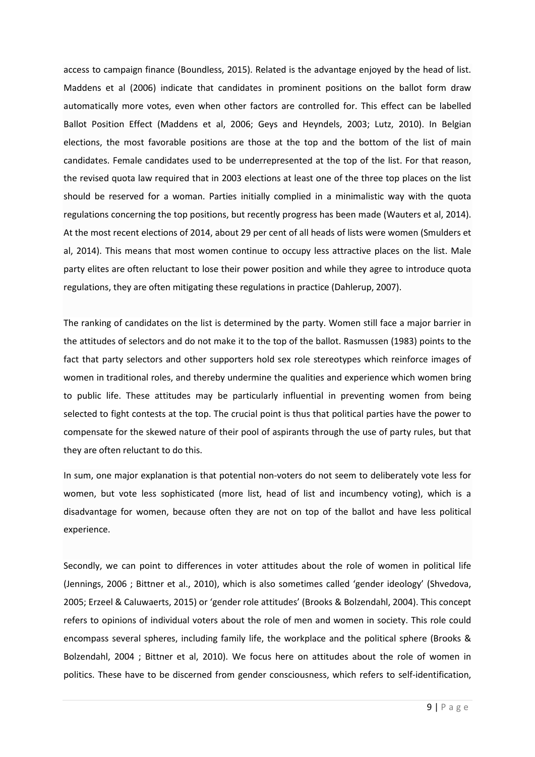access to campaign finance (Boundless, 2015). Related is the advantage enjoyed by the head of list. Maddens et al (2006) indicate that candidates in prominent positions on the ballot form draw automatically more votes, even when other factors are controlled for. This effect can be labelled Ballot Position Effect (Maddens et al, 2006; Geys and Heyndels, 2003; Lutz, 2010). In Belgian elections, the most favorable positions are those at the top and the bottom of the list of main candidates. Female candidates used to be underrepresented at the top of the list. For that reason, the revised quota law required that in 2003 elections at least one of the three top places on the list should be reserved for a woman. Parties initially complied in a minimalistic way with the quota regulations concerning the top positions, but recently progress has been made (Wauters et al, 2014). At the most recent elections of 2014, about 29 per cent of all heads of lists were women (Smulders et al, 2014). This means that most women continue to occupy less attractive places on the list. Male party elites are often reluctant to lose their power position and while they agree to introduce quota regulations, they are often mitigating these regulations in practice (Dahlerup, 2007).

The ranking of candidates on the list is determined by the party. Women still face a major barrier in the attitudes of selectors and do not make it to the top of the ballot. Rasmussen (1983) points to the fact that party selectors and other supporters hold sex role stereotypes which reinforce images of women in traditional roles, and thereby undermine the qualities and experience which women bring to public life. These attitudes may be particularly influential in preventing women from being selected to fight contests at the top. The crucial point is thus that political parties have the power to compensate for the skewed nature of their pool of aspirants through the use of party rules, but that they are often reluctant to do this.

In sum, one major explanation is that potential non-voters do not seem to deliberately vote less for women, but vote less sophisticated (more list, head of list and incumbency voting), which is a disadvantage for women, because often they are not on top of the ballot and have less political experience.

Secondly, we can point to differences in voter attitudes about the role of women in political life (Jennings, 2006 ; Bittner et al., 2010), which is also sometimes called 'gender ideology' (Shvedova, 2005; Erzeel & Caluwaerts, 2015) or 'gender role attitudes' (Brooks & Bolzendahl, 2004). This concept refers to opinions of individual voters about the role of men and women in society. This role could encompass several spheres, including family life, the workplace and the political sphere (Brooks & Bolzendahl, 2004 ; Bittner et al, 2010). We focus here on attitudes about the role of women in politics. These have to be discerned from gender consciousness, which refers to self-identification,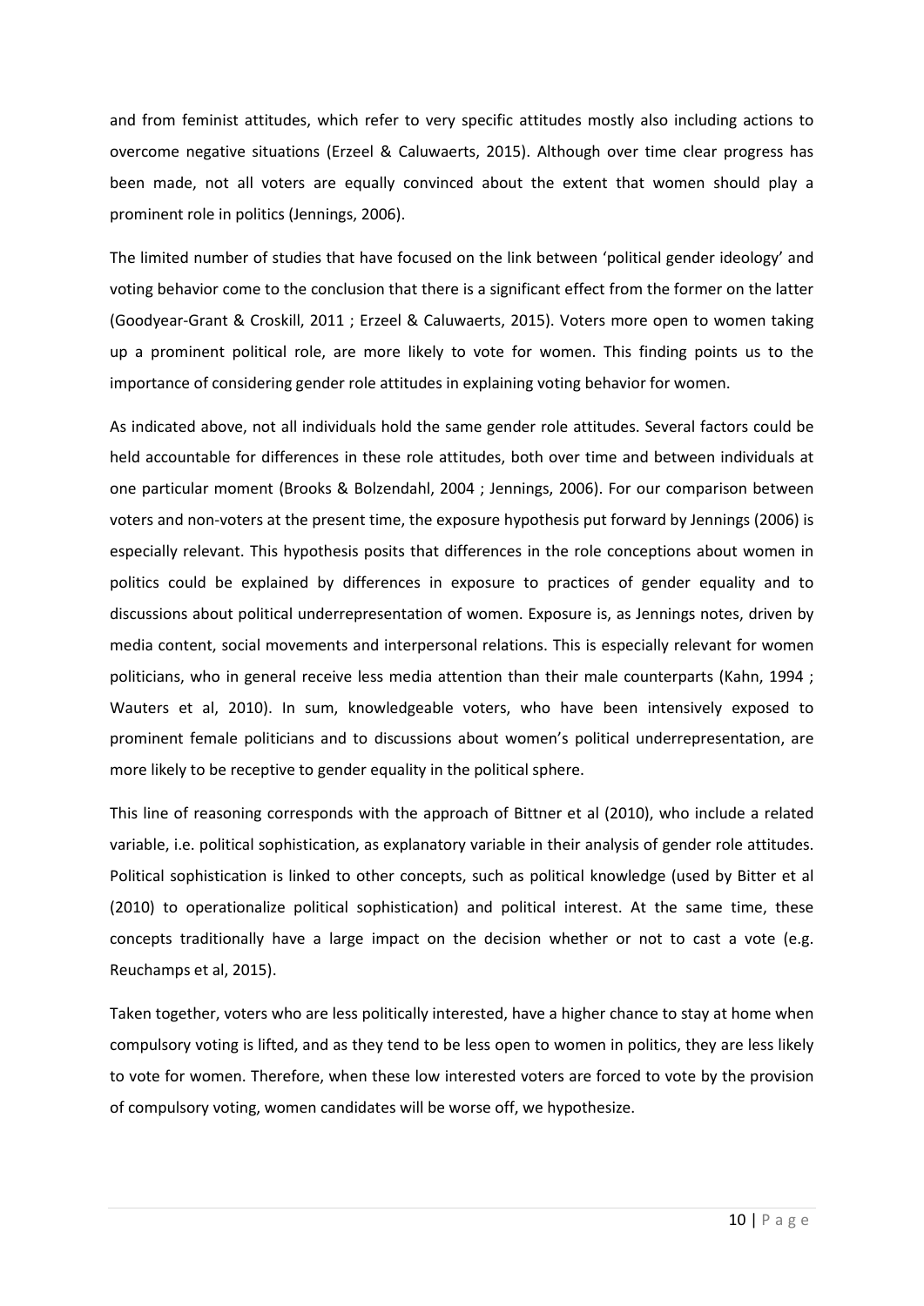and from feminist attitudes, which refer to very specific attitudes mostly also including actions to overcome negative situations (Erzeel & Caluwaerts, 2015). Although over time clear progress has been made, not all voters are equally convinced about the extent that women should play a prominent role in politics (Jennings, 2006).

The limited number of studies that have focused on the link between 'political gender ideology' and voting behavior come to the conclusion that there is a significant effect from the former on the latter (Goodyear-Grant & Croskill, 2011 ; Erzeel & Caluwaerts, 2015). Voters more open to women taking up a prominent political role, are more likely to vote for women. This finding points us to the importance of considering gender role attitudes in explaining voting behavior for women.

As indicated above, not all individuals hold the same gender role attitudes. Several factors could be held accountable for differences in these role attitudes, both over time and between individuals at one particular moment (Brooks & Bolzendahl, 2004 ; Jennings, 2006). For our comparison between voters and non-voters at the present time, the exposure hypothesis put forward by Jennings (2006) is especially relevant. This hypothesis posits that differences in the role conceptions about women in politics could be explained by differences in exposure to practices of gender equality and to discussions about political underrepresentation of women. Exposure is, as Jennings notes, driven by media content, social movements and interpersonal relations. This is especially relevant for women politicians, who in general receive less media attention than their male counterparts (Kahn, 1994 ; Wauters et al, 2010). In sum, knowledgeable voters, who have been intensively exposed to prominent female politicians and to discussions about women's political underrepresentation, are more likely to be receptive to gender equality in the political sphere.

This line of reasoning corresponds with the approach of Bittner et al (2010), who include a related variable, i.e. political sophistication, as explanatory variable in their analysis of gender role attitudes. Political sophistication is linked to other concepts, such as political knowledge (used by Bitter et al (2010) to operationalize political sophistication) and political interest. At the same time, these concepts traditionally have a large impact on the decision whether or not to cast a vote (e.g. Reuchamps et al, 2015).

Taken together, voters who are less politically interested, have a higher chance to stay at home when compulsory voting is lifted, and as they tend to be less open to women in politics, they are less likely to vote for women. Therefore, when these low interested voters are forced to vote by the provision of compulsory voting, women candidates will be worse off, we hypothesize.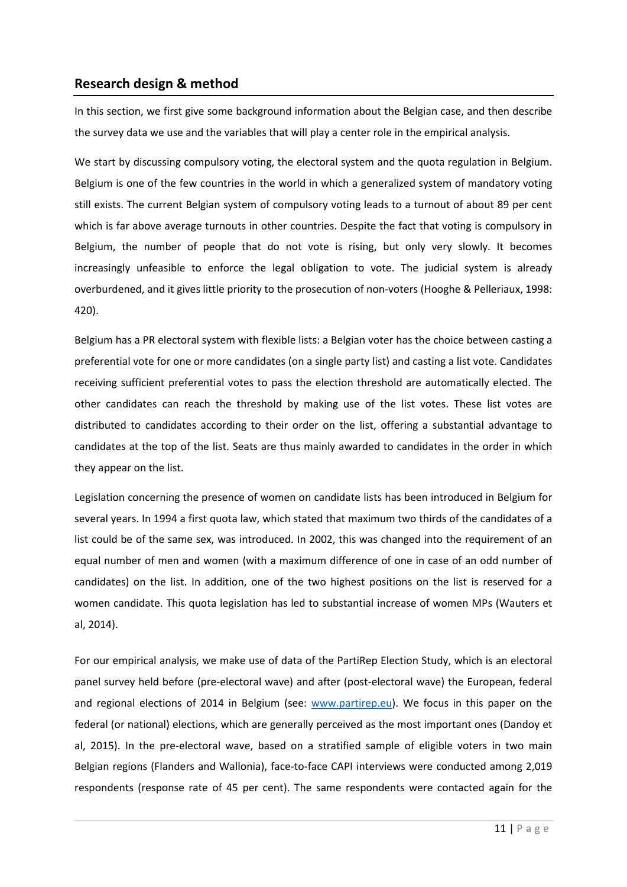## Research design & method

In this section, we first give some background information about the Belgian case, and then describe the survey data we use and the variables that will play a center role in the empirical analysis.

We start by discussing compulsory voting, the electoral system and the quota regulation in Belgium. Belgium is one of the few countries in the world in which a generalized system of mandatory voting still exists. The current Belgian system of compulsory voting leads to a turnout of about 89 per cent which is far above average turnouts in other countries. Despite the fact that voting is compulsory in Belgium, the number of people that do not vote is rising, but only very slowly. It becomes increasingly unfeasible to enforce the legal obligation to vote. The judicial system is already overburdened, and it gives little priority to the prosecution of non-voters (Hooghe & Pelleriaux, 1998: 420).

Belgium has a PR electoral system with flexible lists: a Belgian voter has the choice between casting a preferential vote for one or more candidates (on a single party list) and casting a list vote. Candidates receiving sufficient preferential votes to pass the election threshold are automatically elected. The other candidates can reach the threshold by making use of the list votes. These list votes are distributed to candidates according to their order on the list, offering a substantial advantage to candidates at the top of the list. Seats are thus mainly awarded to candidates in the order in which they appear on the list.

Legislation concerning the presence of women on candidate lists has been introduced in Belgium for several years. In 1994 a first quota law, which stated that maximum two thirds of the candidates of a list could be of the same sex, was introduced. In 2002, this was changed into the requirement of an equal number of men and women (with a maximum difference of one in case of an odd number of candidates) on the list. In addition, one of the two highest positions on the list is reserved for a women candidate. This quota legislation has led to substantial increase of women MPs (Wauters et al, 2014).

For our empirical analysis, we make use of data of the PartiRep Election Study, which is an electoral panel survey held before (pre-electoral wave) and after (post-electoral wave) the European, federal and regional elections of 2014 in Belgium (see: www.partirep.eu). We focus in this paper on the federal (or national) elections, which are generally perceived as the most important ones (Dandoy et al, 2015). In the pre-electoral wave, based on a stratified sample of eligible voters in two main Belgian regions (Flanders and Wallonia), face-to-face CAPI interviews were conducted among 2,019 respondents (response rate of 45 per cent). The same respondents were contacted again for the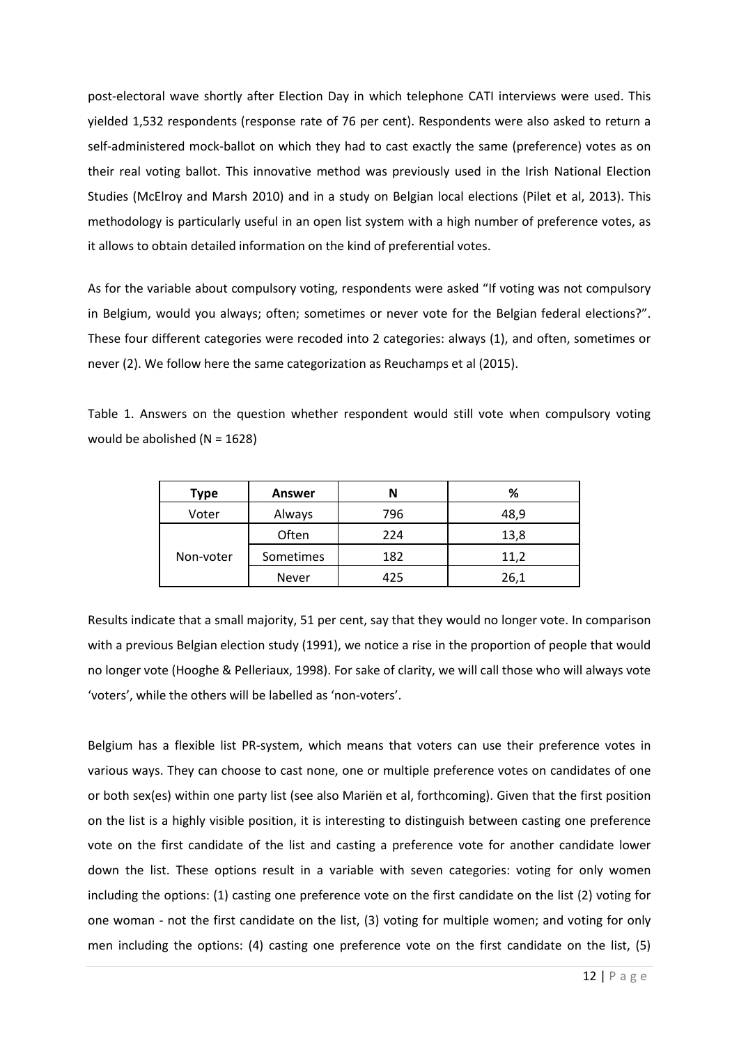post-electoral wave shortly after Election Day in which telephone CATI interviews were used. This yielded 1,532 respondents (response rate of 76 per cent). Respondents were also asked to return a self-administered mock-ballot on which they had to cast exactly the same (preference) votes as on their real voting ballot. This innovative method was previously used in the Irish National Election Studies (McElroy and Marsh 2010) and in a study on Belgian local elections (Pilet et al, 2013). This methodology is particularly useful in an open list system with a high number of preference votes, as it allows to obtain detailed information on the kind of preferential votes.

As for the variable about compulsory voting, respondents were asked "If voting was not compulsory in Belgium, would you always; often; sometimes or never vote for the Belgian federal elections?". These four different categories were recoded into 2 categories: always (1), and often, sometimes or never (2). We follow here the same categorization as Reuchamps et al (2015).

Table 1. Answers on the question whether respondent would still vote when compulsory voting would be abolished (N = 1628)

| Type | Answer | N | % |
|---|---|---|---|
| Voter | Always | 796 | 48,9 |
| Non-voter | Often | 224 | 13,8 |
| | Sometimes | 182 | 11,2 |
| | Never | 425 | 26,1 |

Results indicate that a small majority, 51 per cent, say that they would no longer vote. In comparison with a previous Belgian election study (1991), we notice a rise in the proportion of people that would no longer vote (Hooghe & Pelleriaux, 1998). For sake of clarity, we will call those who will always vote 'voters', while the others will be labelled as 'non-voters'.

Belgium has a flexible list PR-system, which means that voters can use their preference votes in various ways. They can choose to cast none, one or multiple preference votes on candidates of one or both sex(es) within one party list (see also Mariën et al, forthcoming). Given that the first position on the list is a highly visible position, it is interesting to distinguish between casting one preference vote on the first candidate of the list and casting a preference vote for another candidate lower down the list. These options result in a variable with seven categories: voting for only women including the options: (1) casting one preference vote on the first candidate on the list (2) voting for one woman - not the first candidate on the list, (3) voting for multiple women; and voting for only men including the options: (4) casting one preference vote on the first candidate on the list, (5)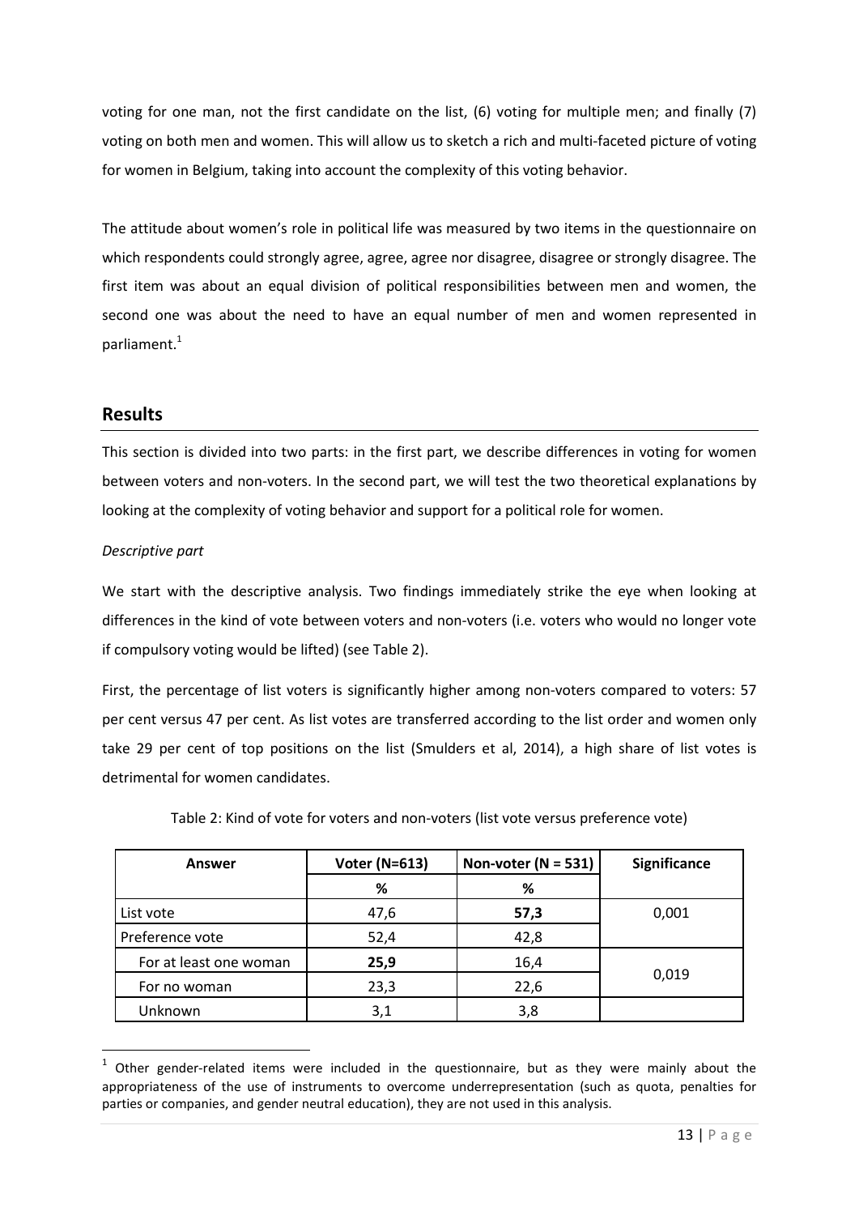voting for one man, not the first candidate on the list, (6) voting for multiple men; and finally (7) voting on both men and women. This will allow us to sketch a rich and multi-faceted picture of voting for women in Belgium, taking into account the complexity of this voting behavior.

The attitude about women's role in political life was measured by two items in the questionnaire on which respondents could strongly agree, agree, agree nor disagree, disagree or strongly disagree. The first item was about an equal division of political responsibilities between men and women, the second one was about the need to have an equal number of men and women represented in parliament.[1]

## Results

This section is divided into two parts: in the first part, we describe differences in voting for women between voters and non-voters. In the second part, we will test the two theoretical explanations by looking at the complexity of voting behavior and support for a political role for women.

*Descriptive part*

We start with the descriptive analysis. Two findings immediately strike the eye when looking at differences in the kind of vote between voters and non-voters (i.e. voters who would no longer vote if compulsory voting would be lifted) (see Table 2).

First, the percentage of list voters is significantly higher among non-voters compared to voters: 57 per cent versus 47 per cent. As list votes are transferred according to the list order and women only take 29 per cent of top positions on the list (Smulders et al, 2014), a high share of list votes is detrimental for women candidates.

Table 2: Kind of vote for voters and non-voters (list vote versus preference vote)

| Answer | Voter (N=613) | Non-voter (N = 531) | Significance |
|---|---|---|---|
| | % | % | |
| List vote | 47,6 | **57,3** | 0,001 |
| Preference vote | 52,4 | 42,8 | |
| For at least one woman | **25,9** | 16,4 | 0,019 |
| For no woman | 23,3 | 22,6 | |
| Unknown | 3,1 | 3,8 | |

[1] Other gender-related items were included in the questionnaire, but as they were mainly about the appropriateness of the use of instruments to overcome underrepresentation (such as quota, penalties for parties or companies, and gender neutral education), they are not used in this analysis.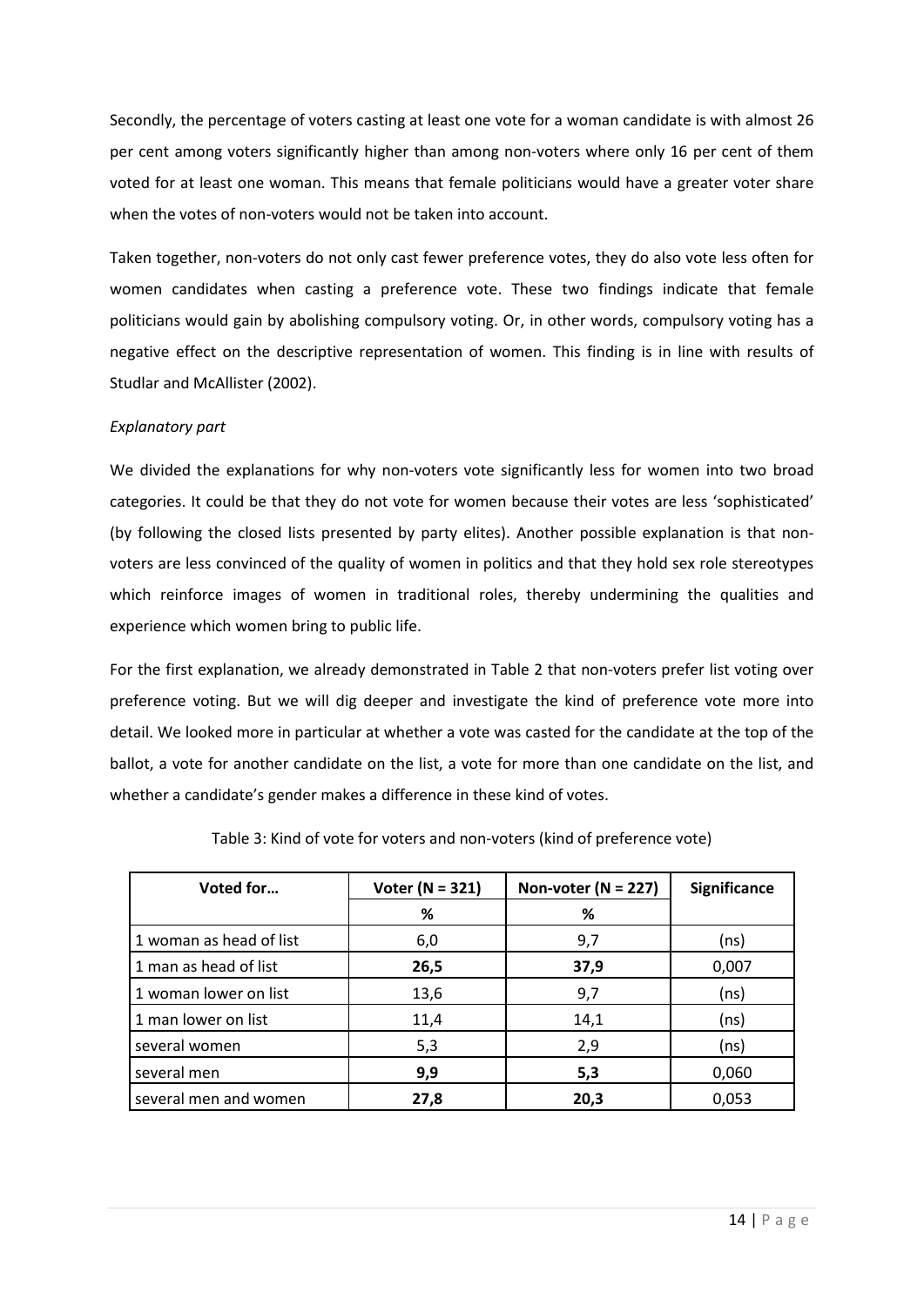Secondly, the percentage of voters casting at least one vote for a woman candidate is with almost 26 per cent among voters significantly higher than among non-voters where only 16 per cent of them voted for at least one woman. This means that female politicians would have a greater voter share when the votes of non-voters would not be taken into account.

Taken together, non-voters do not only cast fewer preference votes, they do also vote less often for women candidates when casting a preference vote. These two findings indicate that female politicians would gain by abolishing compulsory voting. Or, in other words, compulsory voting has a negative effect on the descriptive representation of women. This finding is in line with results of Studlar and McAllister (2002).

*Explanatory part*

We divided the explanations for why non-voters vote significantly less for women into two broad categories. It could be that they do not vote for women because their votes are less 'sophisticated' (by following the closed lists presented by party elites). Another possible explanation is that non-voters are less convinced of the quality of women in politics and that they hold sex role stereotypes which reinforce images of women in traditional roles, thereby undermining the qualities and experience which women bring to public life.

For the first explanation, we already demonstrated in Table 2 that non-voters prefer list voting over preference voting. But we will dig deeper and investigate the kind of preference vote more into detail. We looked more in particular at whether a vote was casted for the candidate at the top of the ballot, a vote for another candidate on the list, a vote for more than one candidate on the list, and whether a candidate's gender makes a difference in these kind of votes.

Table 3: Kind of vote for voters and non-voters (kind of preference vote)

| Voted for… | Voter (N = 321) | Non-voter (N = 227) | Significance |
|---|---|---|---|
| | % | % | |
| 1 woman as head of list | 6,0 | 9,7 | (ns) |
| 1 man as head of list | **26,5** | **37,9** | 0,007 |
| 1 woman lower on list | 13,6 | 9,7 | (ns) |
| 1 man lower on list | 11,4 | 14,1 | (ns) |
| several women | 5,3 | 2,9 | (ns) |
| several men | **9,9** | **5,3** | 0,060 |
| several men and women | **27,8** | **20,3** | 0,053 |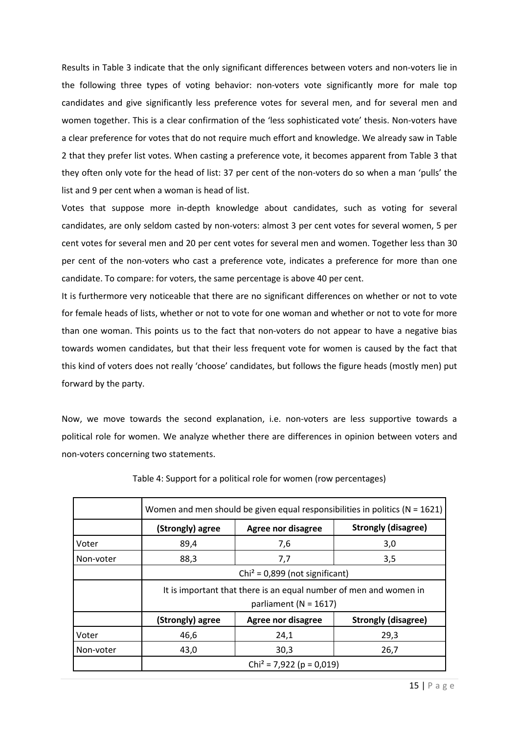Results in Table 3 indicate that the only significant differences between voters and non-voters lie in the following three types of voting behavior: non-voters vote significantly more for male top candidates and give significantly less preference votes for several men, and for several men and women together. This is a clear confirmation of the 'less sophisticated vote' thesis. Non-voters have a clear preference for votes that do not require much effort and knowledge. We already saw in Table 2 that they prefer list votes. When casting a preference vote, it becomes apparent from Table 3 that they often only vote for the head of list: 37 per cent of the non-voters do so when a man 'pulls' the list and 9 per cent when a woman is head of list.

Votes that suppose more in-depth knowledge about candidates, such as voting for several candidates, are only seldom casted by non-voters: almost 3 per cent votes for several women, 5 per cent votes for several men and 20 per cent votes for several men and women. Together less than 30 per cent of the non-voters who cast a preference vote, indicates a preference for more than one candidate. To compare: for voters, the same percentage is above 40 per cent.

It is furthermore very noticeable that there are no significant differences on whether or not to vote for female heads of lists, whether or not to vote for one woman and whether or not to vote for more than one woman. This points us to the fact that non-voters do not appear to have a negative bias towards women candidates, but that their less frequent vote for women is caused by the fact that this kind of voters does not really 'choose' candidates, but follows the figure heads (mostly men) put forward by the party.

Now, we move towards the second explanation, i.e. non-voters are less supportive towards a political role for women. We analyze whether there are differences in opinion between voters and non-voters concerning two statements.

Table 4: Support for a political role for women (row percentages)

| | Women and men should be given equal responsibilities in politics (N = 1621) | | |
|---|---|---|---|
| | **(Strongly) agree** | **Agree nor disagree** | **Strongly (disagree)** |
| Voter | 89,4 | 7,6 | 3,0 |
| Non-voter | 88,3 | 7,7 | 3,5 |
| | $Chi^2$ = 0,899 (not significant) | | |
| | It is important that there is an equal number of men and women in parliament (N = 1617) | | |
| | **(Strongly) agree** | **Agree nor disagree** | **Strongly (disagree)** |
| Voter | 46,6 | 24,1 | 29,3 |
| Non-voter | 43,0 | 30,3 | 26,7 |
| | $Chi^2$ = 7,922 (p = 0,019) | | |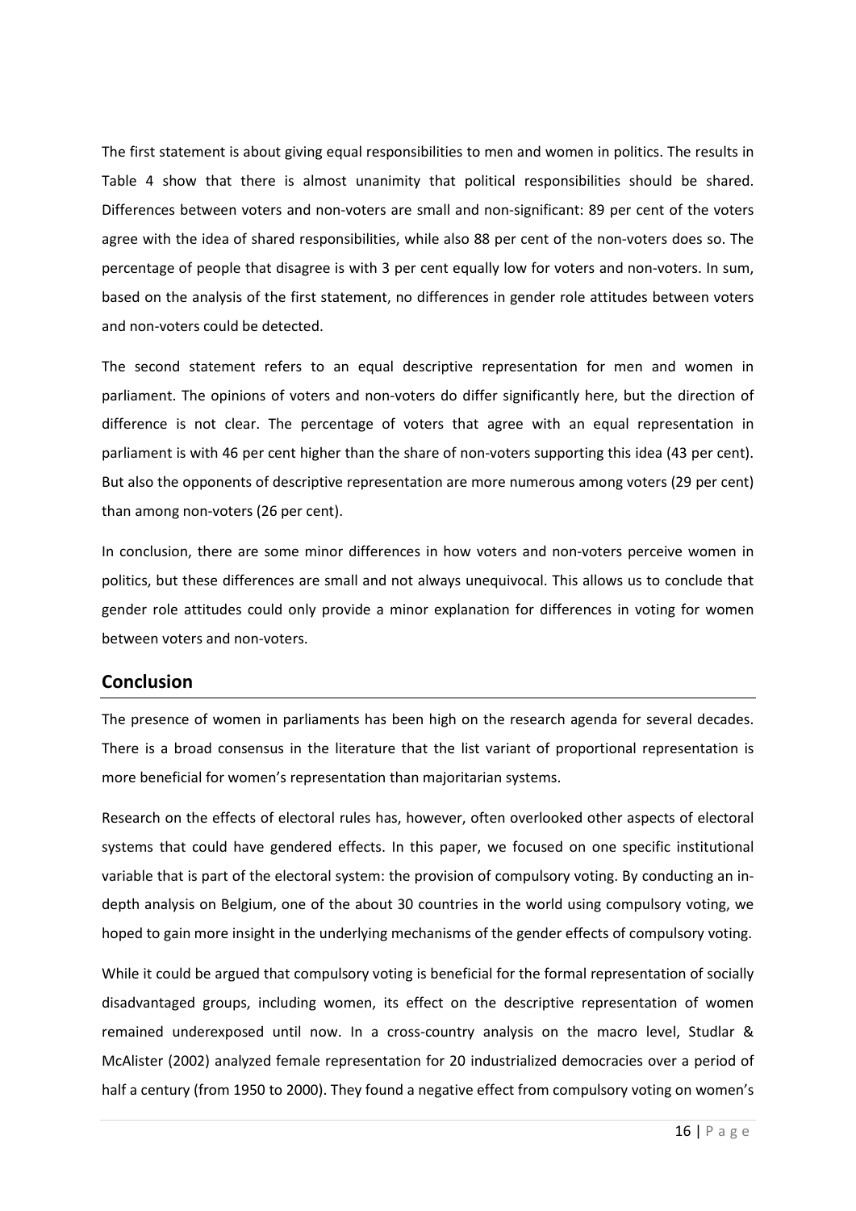The first statement is about giving equal responsibilities to men and women in politics. The results in Table 4 show that there is almost unanimity that political responsibilities should be shared. Differences between voters and non-voters are small and non-significant: 89 per cent of the voters agree with the idea of shared responsibilities, while also 88 per cent of the non-voters does so. The percentage of people that disagree is with 3 per cent equally low for voters and non-voters. In sum, based on the analysis of the first statement, no differences in gender role attitudes between voters and non-voters could be detected.

The second statement refers to an equal descriptive representation for men and women in parliament. The opinions of voters and non-voters do differ significantly here, but the direction of difference is not clear. The percentage of voters that agree with an equal representation in parliament is with 46 per cent higher than the share of non-voters supporting this idea (43 per cent). But also the opponents of descriptive representation are more numerous among voters (29 per cent) than among non-voters (26 per cent).

In conclusion, there are some minor differences in how voters and non-voters perceive women in politics, but these differences are small and not always unequivocal. This allows us to conclude that gender role attitudes could only provide a minor explanation for differences in voting for women between voters and non-voters.

## Conclusion

The presence of women in parliaments has been high on the research agenda for several decades. There is a broad consensus in the literature that the list variant of proportional representation is more beneficial for women's representation than majoritarian systems.

Research on the effects of electoral rules has, however, often overlooked other aspects of electoral systems that could have gendered effects. In this paper, we focused on one specific institutional variable that is part of the electoral system: the provision of compulsory voting. By conducting an in-depth analysis on Belgium, one of the about 30 countries in the world using compulsory voting, we hoped to gain more insight in the underlying mechanisms of the gender effects of compulsory voting.

While it could be argued that compulsory voting is beneficial for the formal representation of socially disadvantaged groups, including women, its effect on the descriptive representation of women remained underexposed until now. In a cross-country analysis on the macro level, Studlar & McAlister (2002) analyzed female representation for 20 industrialized democracies over a period of half a century (from 1950 to 2000). They found a negative effect from compulsory voting on women's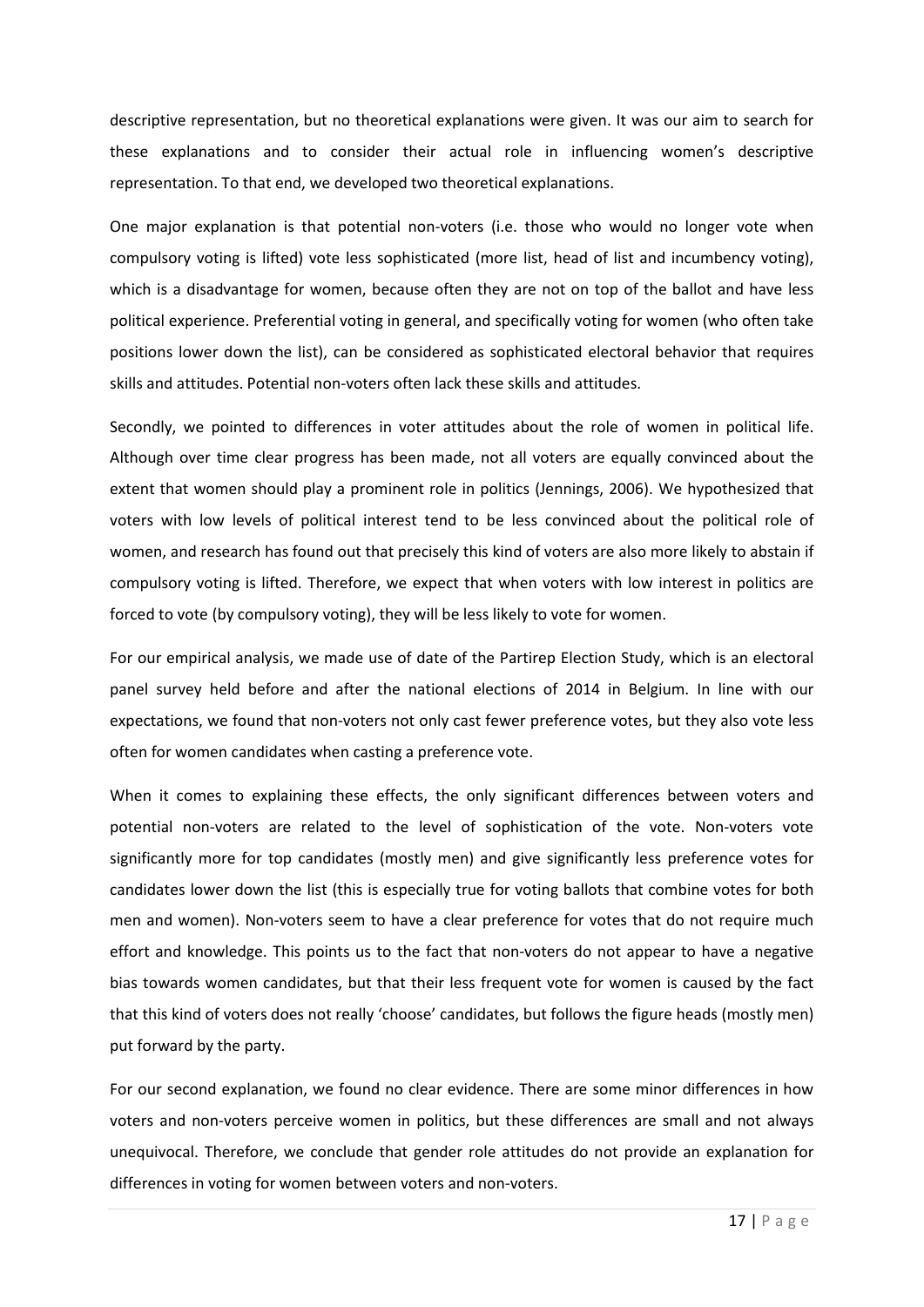descriptive representation, but no theoretical explanations were given. It was our aim to search for these explanations and to consider their actual role in influencing women's descriptive representation. To that end, we developed two theoretical explanations.

One major explanation is that potential non-voters (i.e. those who would no longer vote when compulsory voting is lifted) vote less sophisticated (more list, head of list and incumbency voting), which is a disadvantage for women, because often they are not on top of the ballot and have less political experience. Preferential voting in general, and specifically voting for women (who often take positions lower down the list), can be considered as sophisticated electoral behavior that requires skills and attitudes. Potential non-voters often lack these skills and attitudes.

Secondly, we pointed to differences in voter attitudes about the role of women in political life. Although over time clear progress has been made, not all voters are equally convinced about the extent that women should play a prominent role in politics (Jennings, 2006). We hypothesized that voters with low levels of political interest tend to be less convinced about the political role of women, and research has found out that precisely this kind of voters are also more likely to abstain if compulsory voting is lifted. Therefore, we expect that when voters with low interest in politics are forced to vote (by compulsory voting), they will be less likely to vote for women.

For our empirical analysis, we made use of date of the Partirep Election Study, which is an electoral panel survey held before and after the national elections of 2014 in Belgium. In line with our expectations, we found that non-voters not only cast fewer preference votes, but they also vote less often for women candidates when casting a preference vote.

When it comes to explaining these effects, the only significant differences between voters and potential non-voters are related to the level of sophistication of the vote. Non-voters vote significantly more for top candidates (mostly men) and give significantly less preference votes for candidates lower down the list (this is especially true for voting ballots that combine votes for both men and women). Non-voters seem to have a clear preference for votes that do not require much effort and knowledge. This points us to the fact that non-voters do not appear to have a negative bias towards women candidates, but that their less frequent vote for women is caused by the fact that this kind of voters does not really 'choose' candidates, but follows the figure heads (mostly men) put forward by the party.

For our second explanation, we found no clear evidence. There are some minor differences in how voters and non-voters perceive women in politics, but these differences are small and not always unequivocal. Therefore, we conclude that gender role attitudes do not provide an explanation for differences in voting for women between voters and non-voters.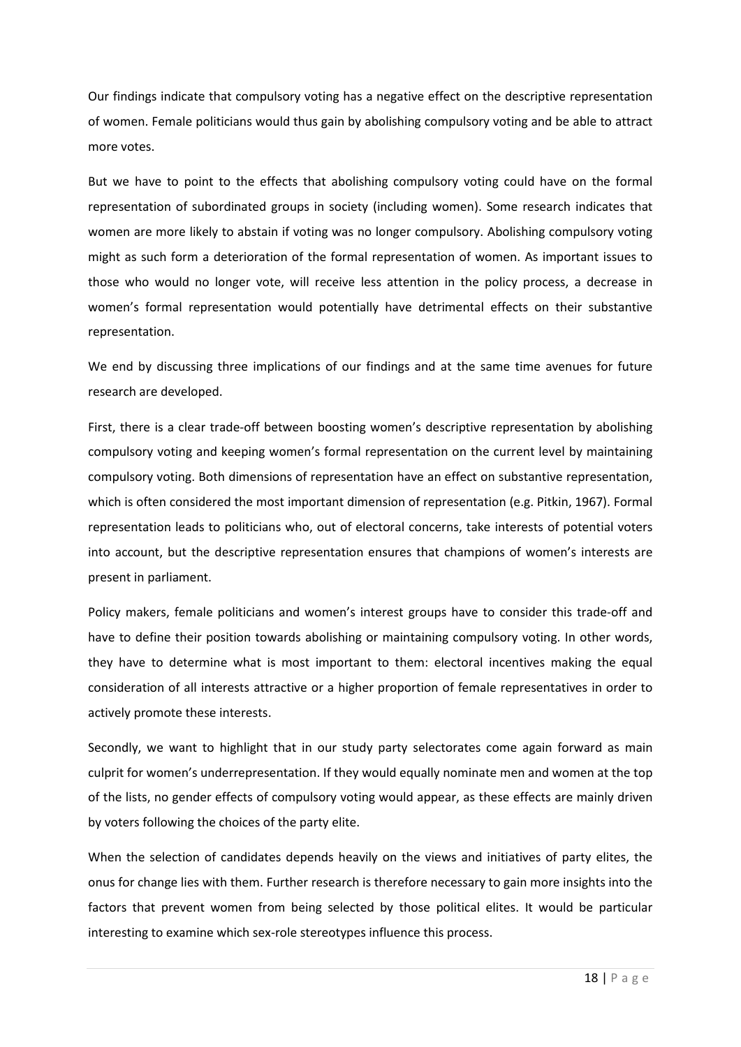Our findings indicate that compulsory voting has a negative effect on the descriptive representation of women. Female politicians would thus gain by abolishing compulsory voting and be able to attract more votes.

But we have to point to the effects that abolishing compulsory voting could have on the formal representation of subordinated groups in society (including women). Some research indicates that women are more likely to abstain if voting was no longer compulsory. Abolishing compulsory voting might as such form a deterioration of the formal representation of women. As important issues to those who would no longer vote, will receive less attention in the policy process, a decrease in women's formal representation would potentially have detrimental effects on their substantive representation.

We end by discussing three implications of our findings and at the same time avenues for future research are developed.

First, there is a clear trade-off between boosting women's descriptive representation by abolishing compulsory voting and keeping women's formal representation on the current level by maintaining compulsory voting. Both dimensions of representation have an effect on substantive representation, which is often considered the most important dimension of representation (e.g. Pitkin, 1967). Formal representation leads to politicians who, out of electoral concerns, take interests of potential voters into account, but the descriptive representation ensures that champions of women's interests are present in parliament.

Policy makers, female politicians and women's interest groups have to consider this trade-off and have to define their position towards abolishing or maintaining compulsory voting. In other words, they have to determine what is most important to them: electoral incentives making the equal consideration of all interests attractive or a higher proportion of female representatives in order to actively promote these interests.

Secondly, we want to highlight that in our study party selectorates come again forward as main culprit for women's underrepresentation. If they would equally nominate men and women at the top of the lists, no gender effects of compulsory voting would appear, as these effects are mainly driven by voters following the choices of the party elite.

When the selection of candidates depends heavily on the views and initiatives of party elites, the onus for change lies with them. Further research is therefore necessary to gain more insights into the factors that prevent women from being selected by those political elites. It would be particular interesting to examine which sex-role stereotypes influence this process.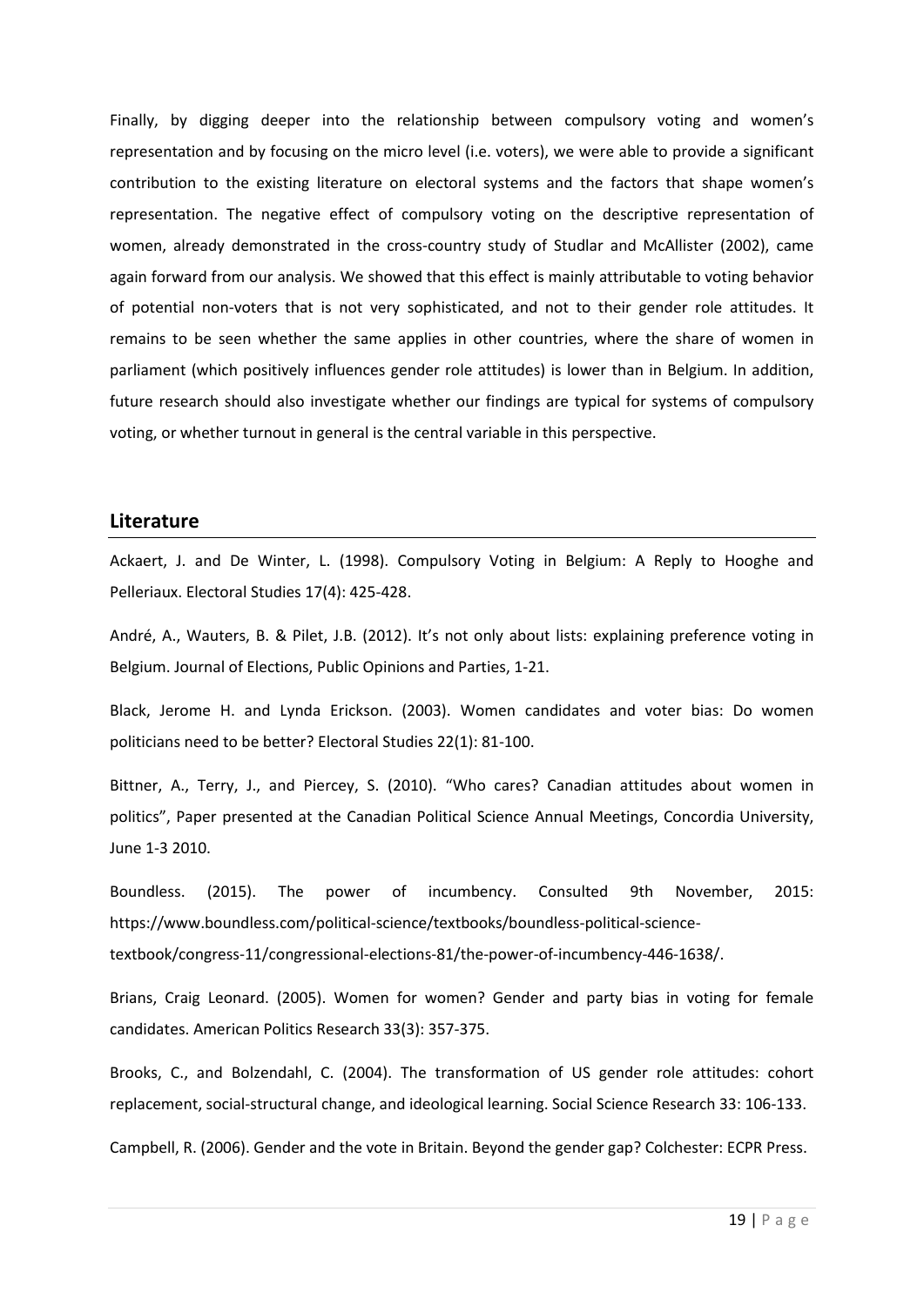Finally, by digging deeper into the relationship between compulsory voting and women's representation and by focusing on the micro level (i.e. voters), we were able to provide a significant contribution to the existing literature on electoral systems and the factors that shape women's representation. The negative effect of compulsory voting on the descriptive representation of women, already demonstrated in the cross-country study of Studlar and McAllister (2002), came again forward from our analysis. We showed that this effect is mainly attributable to voting behavior of potential non-voters that is not very sophisticated, and not to their gender role attitudes. It remains to be seen whether the same applies in other countries, where the share of women in parliament (which positively influences gender role attitudes) is lower than in Belgium. In addition, future research should also investigate whether our findings are typical for systems of compulsory voting, or whether turnout in general is the central variable in this perspective.

## Literature

Ackaert, J. and De Winter, L. (1998). Compulsory Voting in Belgium: A Reply to Hooghe and Pelleriaux. Electoral Studies 17(4): 425-428.

André, A., Wauters, B. & Pilet, J.B. (2012). It's not only about lists: explaining preference voting in Belgium. Journal of Elections, Public Opinions and Parties, 1-21.

Black, Jerome H. and Lynda Erickson. (2003). Women candidates and voter bias: Do women politicians need to be better? Electoral Studies 22(1): 81-100.

Bittner, A., Terry, J., and Piercey, S. (2010). "Who cares? Canadian attitudes about women in politics", Paper presented at the Canadian Political Science Annual Meetings, Concordia University, June 1-3 2010.

Boundless. (2015). The power of incumbency. Consulted 9th November, 2015: https://www.boundless.com/political-science/textbooks/boundless-political-science-textbook/congress-11/congressional-elections-81/the-power-of-incumbency-446-1638/.

Brians, Craig Leonard. (2005). Women for women? Gender and party bias in voting for female candidates. American Politics Research 33(3): 357-375.

Brooks, C., and Bolzendahl, C. (2004). The transformation of US gender role attitudes: cohort replacement, social-structural change, and ideological learning. Social Science Research 33: 106-133.

Campbell, R. (2006). Gender and the vote in Britain. Beyond the gender gap? Colchester: ECPR Press.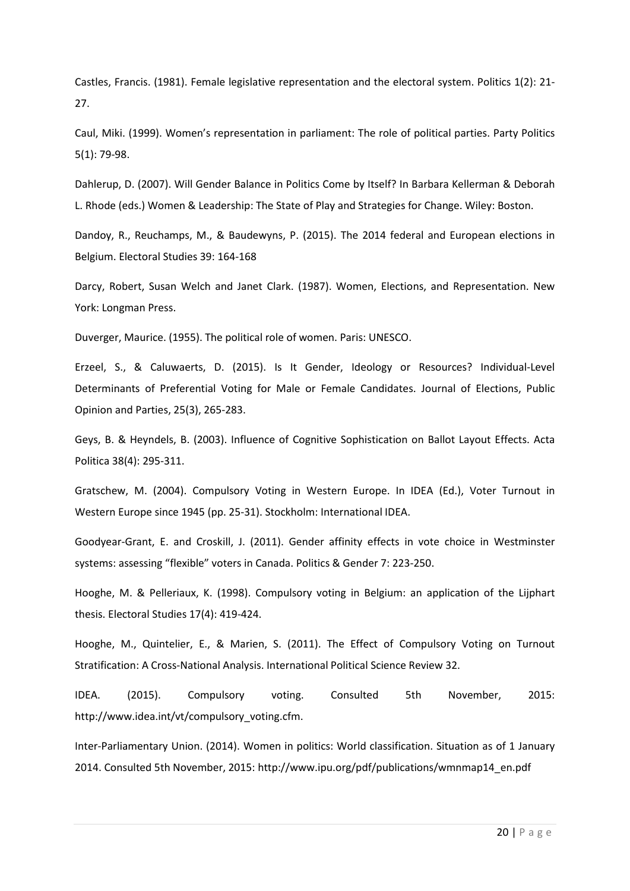Castles, Francis. (1981). Female legislative representation and the electoral system. Politics 1(2): 21-27.

Caul, Miki. (1999). Women's representation in parliament: The role of political parties. Party Politics 5(1): 79-98.

Dahlerup, D. (2007). Will Gender Balance in Politics Come by Itself? In Barbara Kellerman & Deborah L. Rhode (eds.) Women & Leadership: The State of Play and Strategies for Change. Wiley: Boston.

Dandoy, R., Reuchamps, M., & Baudewyns, P. (2015). The 2014 federal and European elections in Belgium. Electoral Studies 39: 164-168

Darcy, Robert, Susan Welch and Janet Clark. (1987). Women, Elections, and Representation. New York: Longman Press.

Duverger, Maurice. (1955). The political role of women. Paris: UNESCO.

Erzeel, S., & Caluwaerts, D. (2015). Is It Gender, Ideology or Resources? Individual-Level Determinants of Preferential Voting for Male or Female Candidates. Journal of Elections, Public Opinion and Parties, 25(3), 265-283.

Geys, B. & Heyndels, B. (2003). Influence of Cognitive Sophistication on Ballot Layout Effects. Acta Politica 38(4): 295-311.

Gratschew, M. (2004). Compulsory Voting in Western Europe. In IDEA (Ed.), Voter Turnout in Western Europe since 1945 (pp. 25-31). Stockholm: International IDEA.

Goodyear-Grant, E. and Croskill, J. (2011). Gender affinity effects in vote choice in Westminster systems: assessing "flexible" voters in Canada. Politics & Gender 7: 223-250.

Hooghe, M. & Pelleriaux, K. (1998). Compulsory voting in Belgium: an application of the Lijphart thesis. Electoral Studies 17(4): 419-424.

Hooghe, M., Quintelier, E., & Marien, S. (2011). The Effect of Compulsory Voting on Turnout Stratification: A Cross-National Analysis. International Political Science Review 32.

IDEA. (2015). Compulsory voting. Consulted 5th November, 2015: http://www.idea.int/vt/compulsory_voting.cfm.

Inter-Parliamentary Union. (2014). Women in politics: World classification. Situation as of 1 January 2014. Consulted 5th November, 2015: http://www.ipu.org/pdf/publications/wmnmap14_en.pdf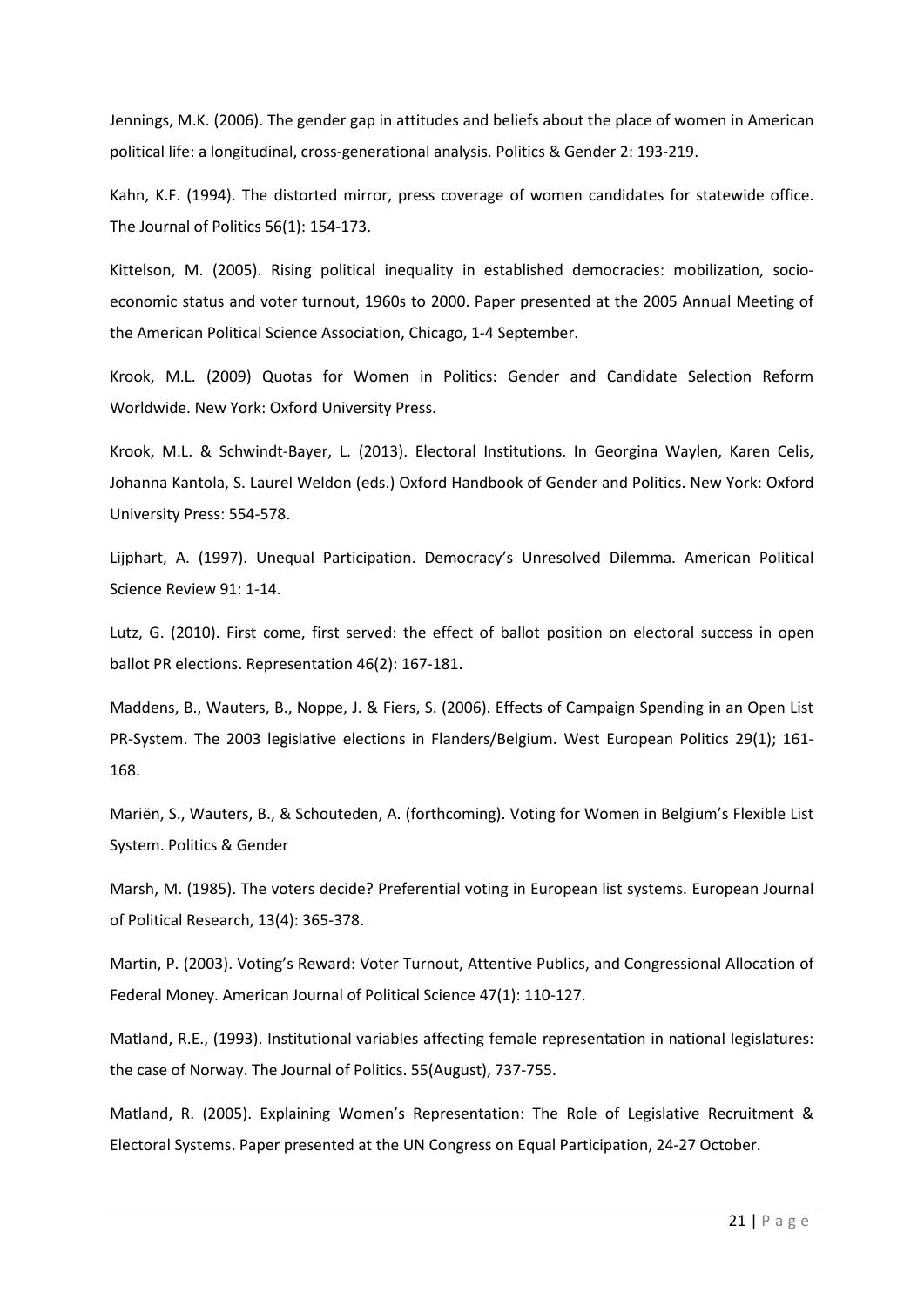Jennings, M.K. (2006). The gender gap in attitudes and beliefs about the place of women in American political life: a longitudinal, cross-generational analysis. Politics & Gender 2: 193-219.

Kahn, K.F. (1994). The distorted mirror, press coverage of women candidates for statewide office. The Journal of Politics 56(1): 154-173.

Kittelson, M. (2005). Rising political inequality in established democracies: mobilization, socio-economic status and voter turnout, 1960s to 2000. Paper presented at the 2005 Annual Meeting of the American Political Science Association, Chicago, 1-4 September.

Krook, M.L. (2009) Quotas for Women in Politics: Gender and Candidate Selection Reform Worldwide. New York: Oxford University Press.

Krook, M.L. & Schwindt-Bayer, L. (2013). Electoral Institutions. In Georgina Waylen, Karen Celis, Johanna Kantola, S. Laurel Weldon (eds.) Oxford Handbook of Gender and Politics. New York: Oxford University Press: 554-578.

Lijphart, A. (1997). Unequal Participation. Democracy's Unresolved Dilemma. American Political Science Review 91: 1-14.

Lutz, G. (2010). First come, first served: the effect of ballot position on electoral success in open ballot PR elections. Representation 46(2): 167-181.

Maddens, B., Wauters, B., Noppe, J. & Fiers, S. (2006). Effects of Campaign Spending in an Open List PR-System. The 2003 legislative elections in Flanders/Belgium. West European Politics 29(1); 161-168.

Mariën, S., Wauters, B., & Schouteden, A. (forthcoming). Voting for Women in Belgium's Flexible List System. Politics & Gender

Marsh, M. (1985). The voters decide? Preferential voting in European list systems. European Journal of Political Research, 13(4): 365-378.

Martin, P. (2003). Voting's Reward: Voter Turnout, Attentive Publics, and Congressional Allocation of Federal Money. American Journal of Political Science 47(1): 110-127.

Matland, R.E., (1993). Institutional variables affecting female representation in national legislatures: the case of Norway. The Journal of Politics. 55(August), 737-755.

Matland, R. (2005). Explaining Women's Representation: The Role of Legislative Recruitment & Electoral Systems. Paper presented at the UN Congress on Equal Participation, 24-27 October.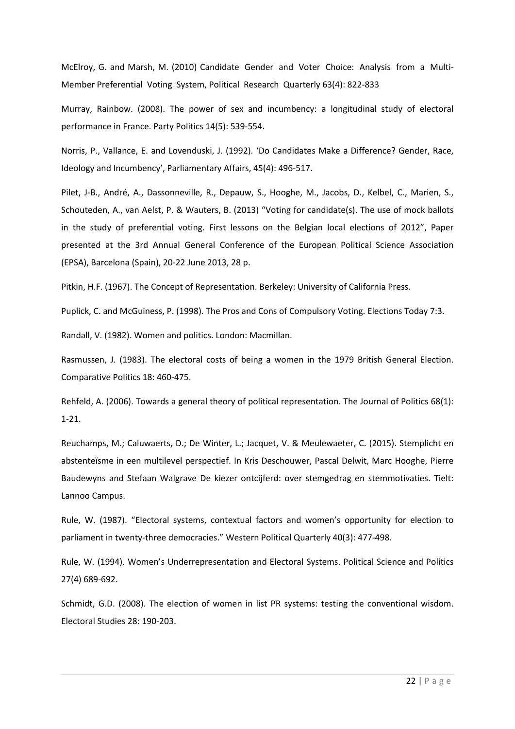McElroy, G. and Marsh, M. (2010) Candidate Gender and Voter Choice: Analysis from a Multi-Member Preferential Voting System, Political Research Quarterly 63(4): 822-833

Murray, Rainbow. (2008). The power of sex and incumbency: a longitudinal study of electoral performance in France. Party Politics 14(5): 539-554.

Norris, P., Vallance, E. and Lovenduski, J. (1992). 'Do Candidates Make a Difference? Gender, Race, Ideology and Incumbency', Parliamentary Affairs, 45(4): 496-517.

Pilet, J-B., André, A., Dassonneville, R., Depauw, S., Hooghe, M., Jacobs, D., Kelbel, C., Marien, S., Schouteden, A., van Aelst, P. & Wauters, B. (2013) "Voting for candidate(s). The use of mock ballots in the study of preferential voting. First lessons on the Belgian local elections of 2012", Paper presented at the 3rd Annual General Conference of the European Political Science Association (EPSA), Barcelona (Spain), 20-22 June 2013, 28 p.

Pitkin, H.F. (1967). The Concept of Representation. Berkeley: University of California Press.

Puplick, C. and McGuiness, P. (1998). The Pros and Cons of Compulsory Voting. Elections Today 7:3.

Randall, V. (1982). Women and politics. London: Macmillan.

Rasmussen, J. (1983). The electoral costs of being a women in the 1979 British General Election. Comparative Politics 18: 460-475.

Rehfeld, A. (2006). Towards a general theory of political representation. The Journal of Politics 68(1): 1-21.

Reuchamps, M.; Caluwaerts, D.; De Winter, L.; Jacquet, V. & Meulewaeter, C. (2015). Stemplicht en abstenteïsme in een multilevel perspectief. In Kris Deschouwer, Pascal Delwit, Marc Hooghe, Pierre Baudewyns and Stefaan Walgrave De kiezer ontcijferd: over stemgedrag en stemmotivaties. Tielt: Lannoo Campus.

Rule, W. (1987). "Electoral systems, contextual factors and women's opportunity for election to parliament in twenty-three democracies." Western Political Quarterly 40(3): 477-498.

Rule, W. (1994). Women's Underrepresentation and Electoral Systems. Political Science and Politics 27(4) 689-692.

Schmidt, G.D. (2008). The election of women in list PR systems: testing the conventional wisdom. Electoral Studies 28: 190-203.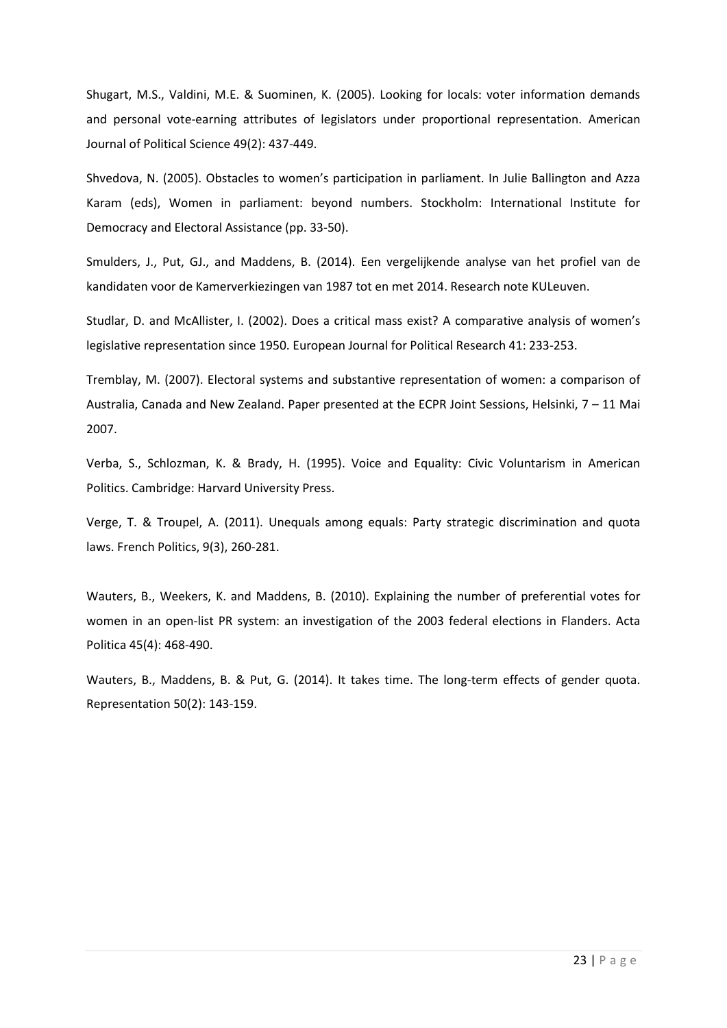Shugart, M.S., Valdini, M.E. & Suominen, K. (2005). Looking for locals: voter information demands and personal vote-earning attributes of legislators under proportional representation. American Journal of Political Science 49(2): 437-449.

Shvedova, N. (2005). Obstacles to women's participation in parliament. In Julie Ballington and Azza Karam (eds), Women in parliament: beyond numbers. Stockholm: International Institute for Democracy and Electoral Assistance (pp. 33-50).

Smulders, J., Put, GJ., and Maddens, B. (2014). Een vergelijkende analyse van het profiel van de kandidaten voor de Kamerverkiezingen van 1987 tot en met 2014. Research note KULeuven.

Studlar, D. and McAllister, I. (2002). Does a critical mass exist? A comparative analysis of women's legislative representation since 1950. European Journal for Political Research 41: 233-253.

Tremblay, M. (2007). Electoral systems and substantive representation of women: a comparison of Australia, Canada and New Zealand. Paper presented at the ECPR Joint Sessions, Helsinki, 7 – 11 Mai 2007.

Verba, S., Schlozman, K. & Brady, H. (1995). Voice and Equality: Civic Voluntarism in American Politics. Cambridge: Harvard University Press.

Verge, T. & Troupel, A. (2011). Unequals among equals: Party strategic discrimination and quota laws. French Politics, 9(3), 260-281.

Wauters, B., Weekers, K. and Maddens, B. (2010). Explaining the number of preferential votes for women in an open-list PR system: an investigation of the 2003 federal elections in Flanders. Acta Politica 45(4): 468-490.

Wauters, B., Maddens, B. & Put, G. (2014). It takes time. The long-term effects of gender quota. Representation 50(2): 143-159.